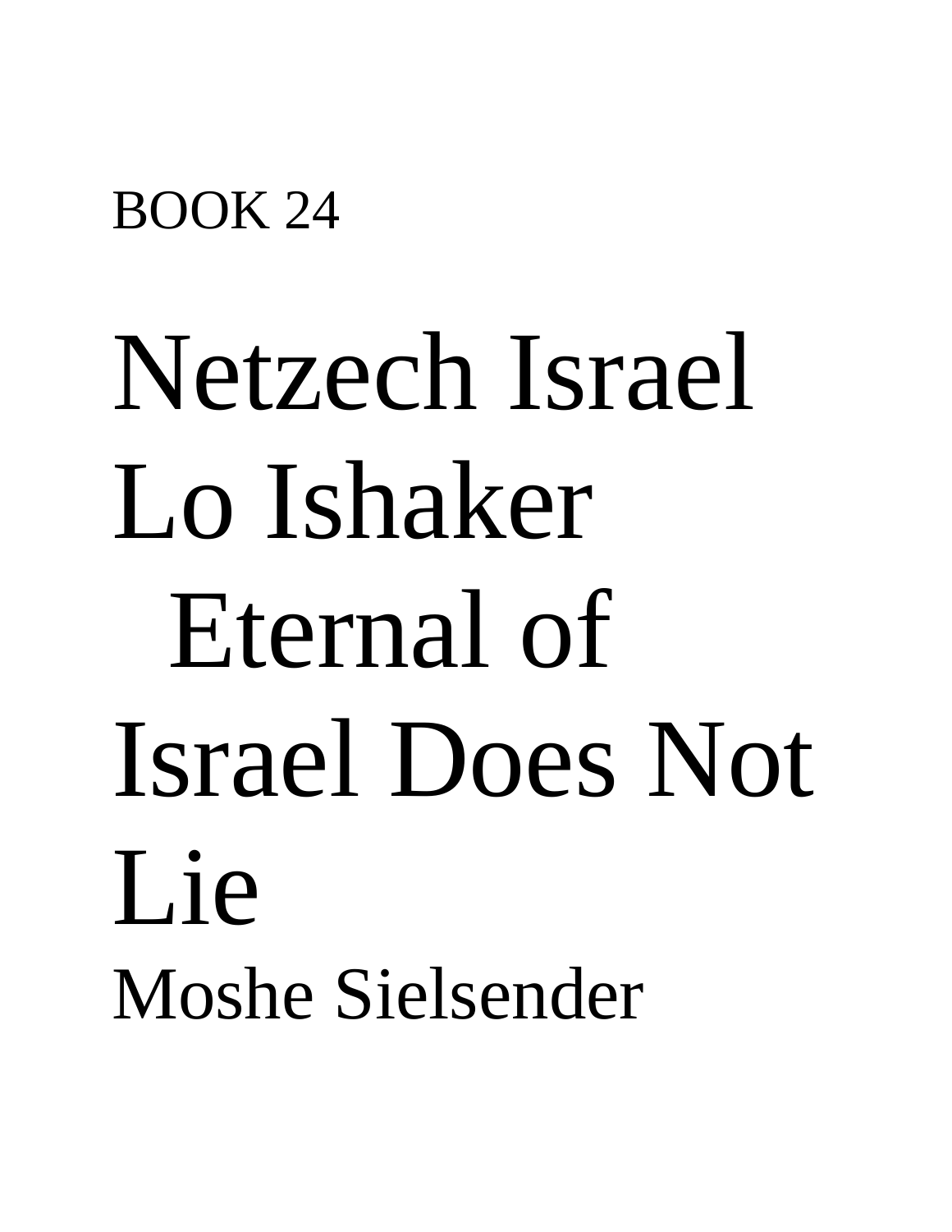BOOK 24

# Netzech Israel Lo Ishaker Eternal of Israel Does Not Lie

Moshe Sielsender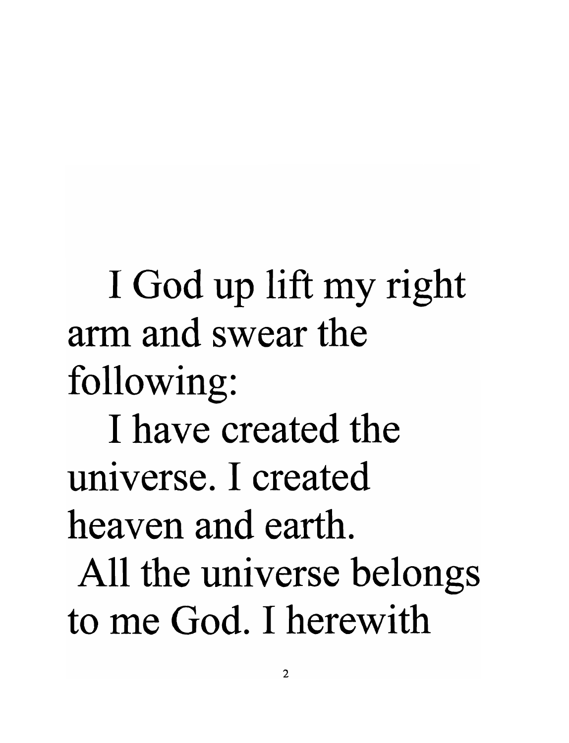I God up lift my right arm and swear the following:

I have created the universe. I created heaven and earth.

All the universe belongs to me God. I herewith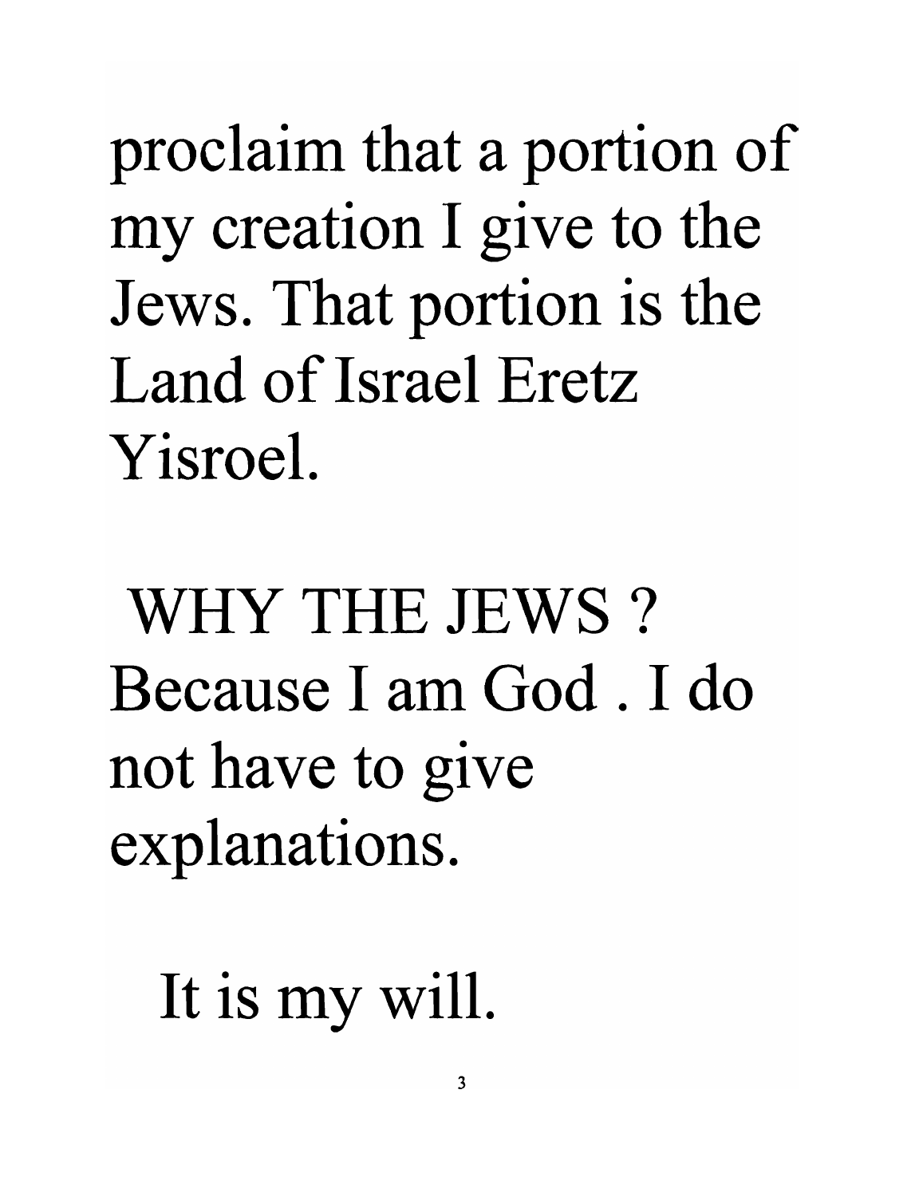proclaim that a portion of my creation I give to the Jews. That portion is the Land of Israel Eretz Yisroel.

WHY THE JEWS ? Because I am God . I do not have to give explanations.

It is my will.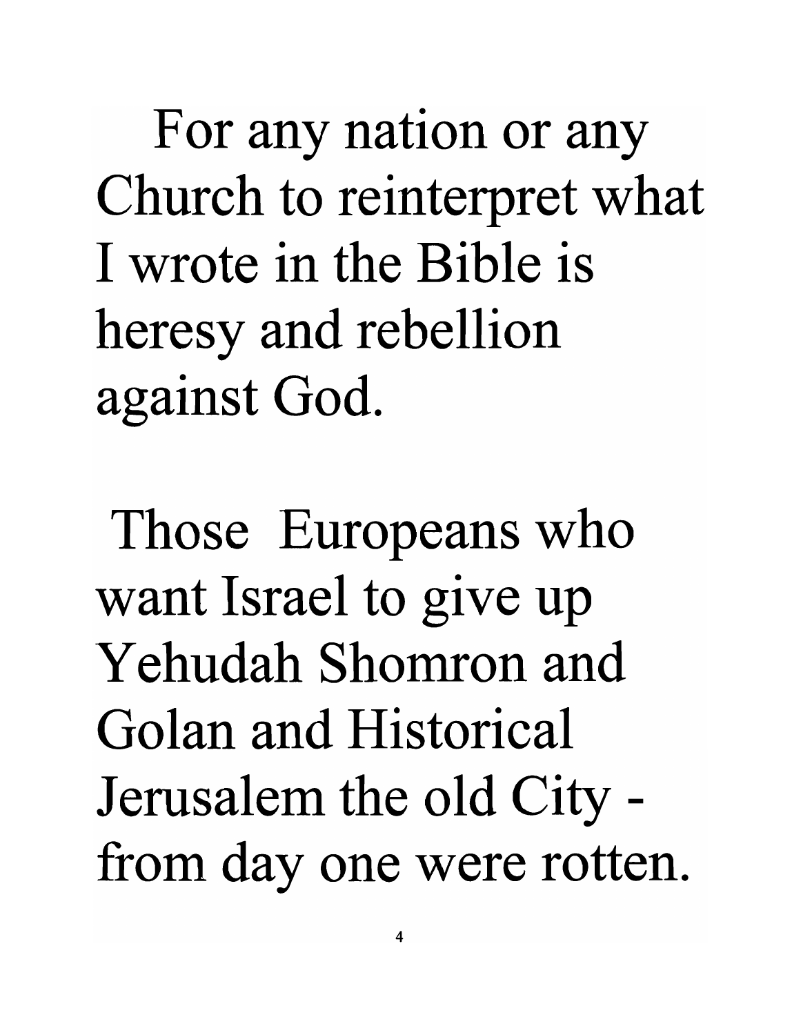For any nation or any Church to reinterpret what I wrote in the Bible is heresy and rebellion against God.

Those Europeans who want Israel to give up Yehudah Shomron and Golan and Historical Jerusalem the old City - from day one were rotten.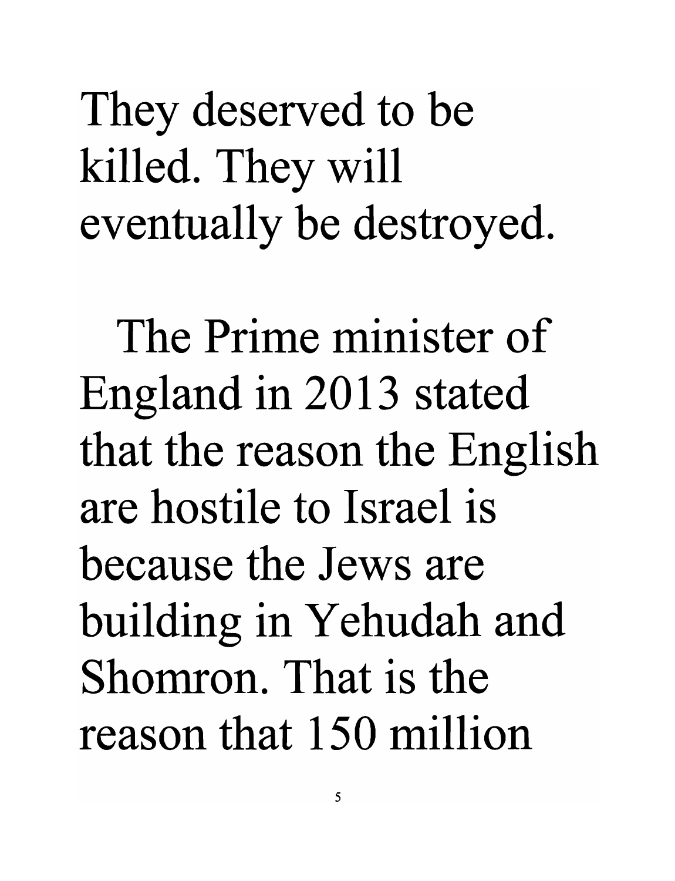They deserved to be killed. They will eventually be destroyed.

The Prime minister of England in 2013 stated that the reason the English are hostile to Israel is because the Jews are building in Yehudah and Shomron. That is the reason that 150 million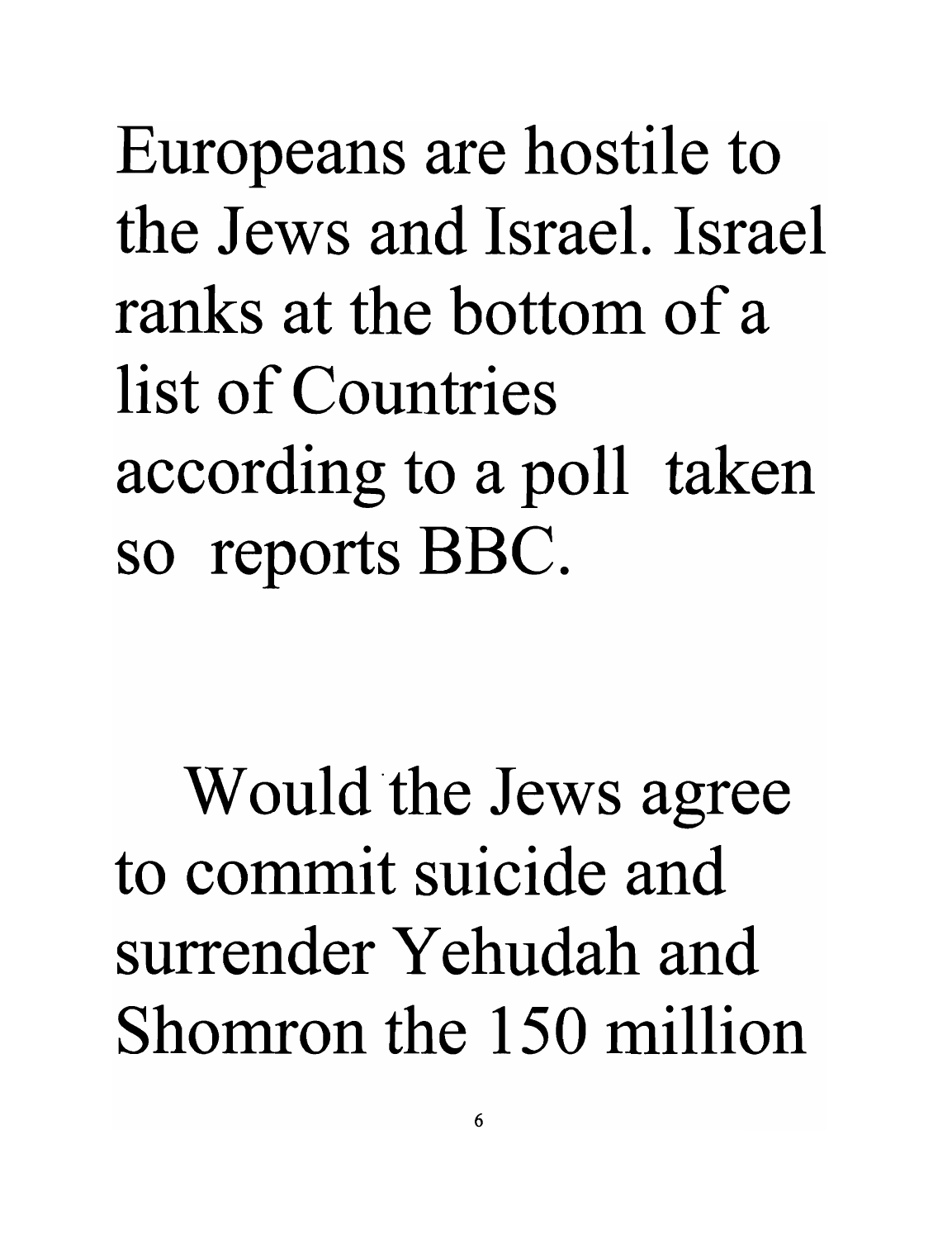Europeans are hostile to the Jews and Israel. Israel ranks at the bottom of a list of Countries according to a poll taken so reports BBC.

Would the Jews agree to commit suicide and surrender Yehudah and Shomron the 150 million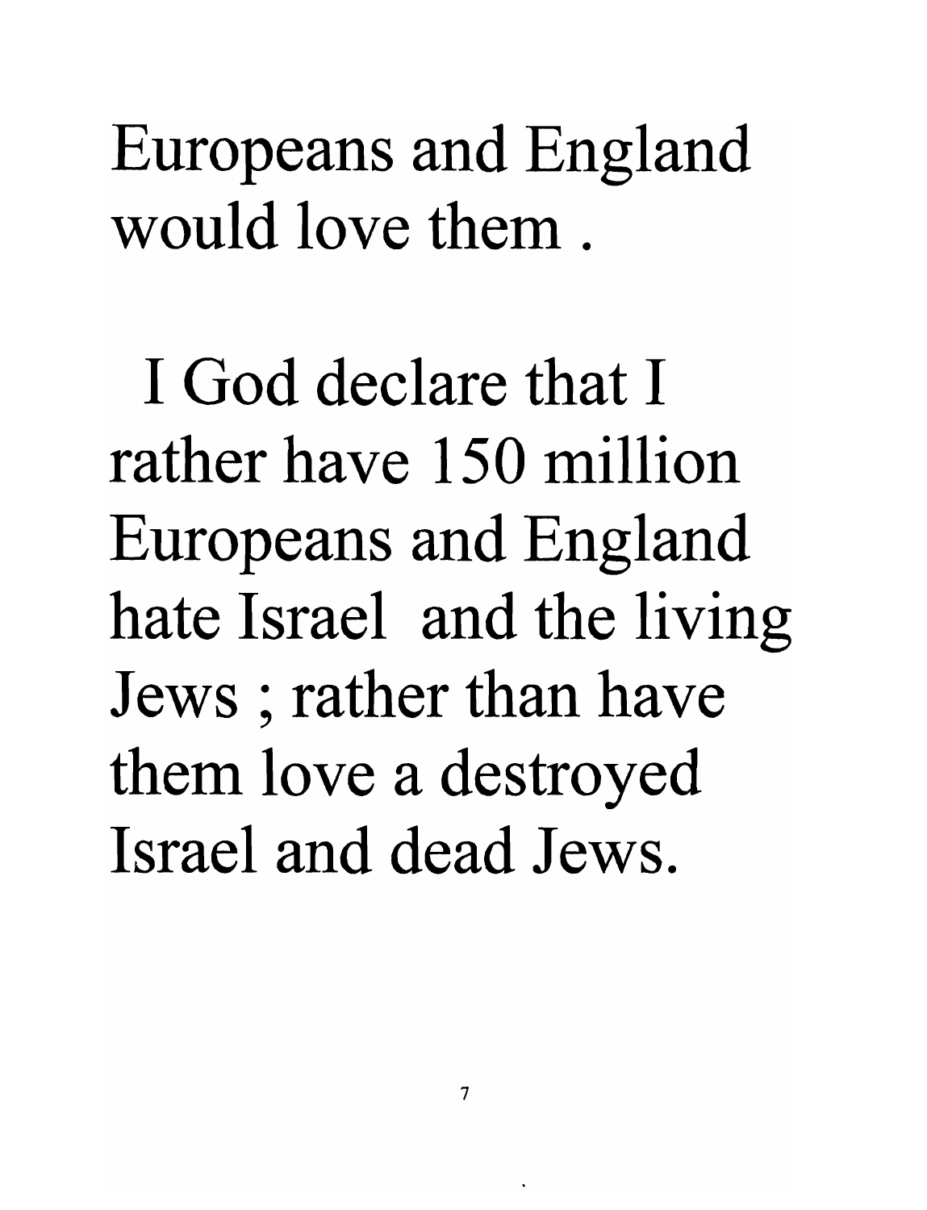Europeans and England would love them .

I God declare that I rather have 150 million Europeans and England hate Israel and the living Jews ; rather than have them love a destroyed Israel and dead Jews.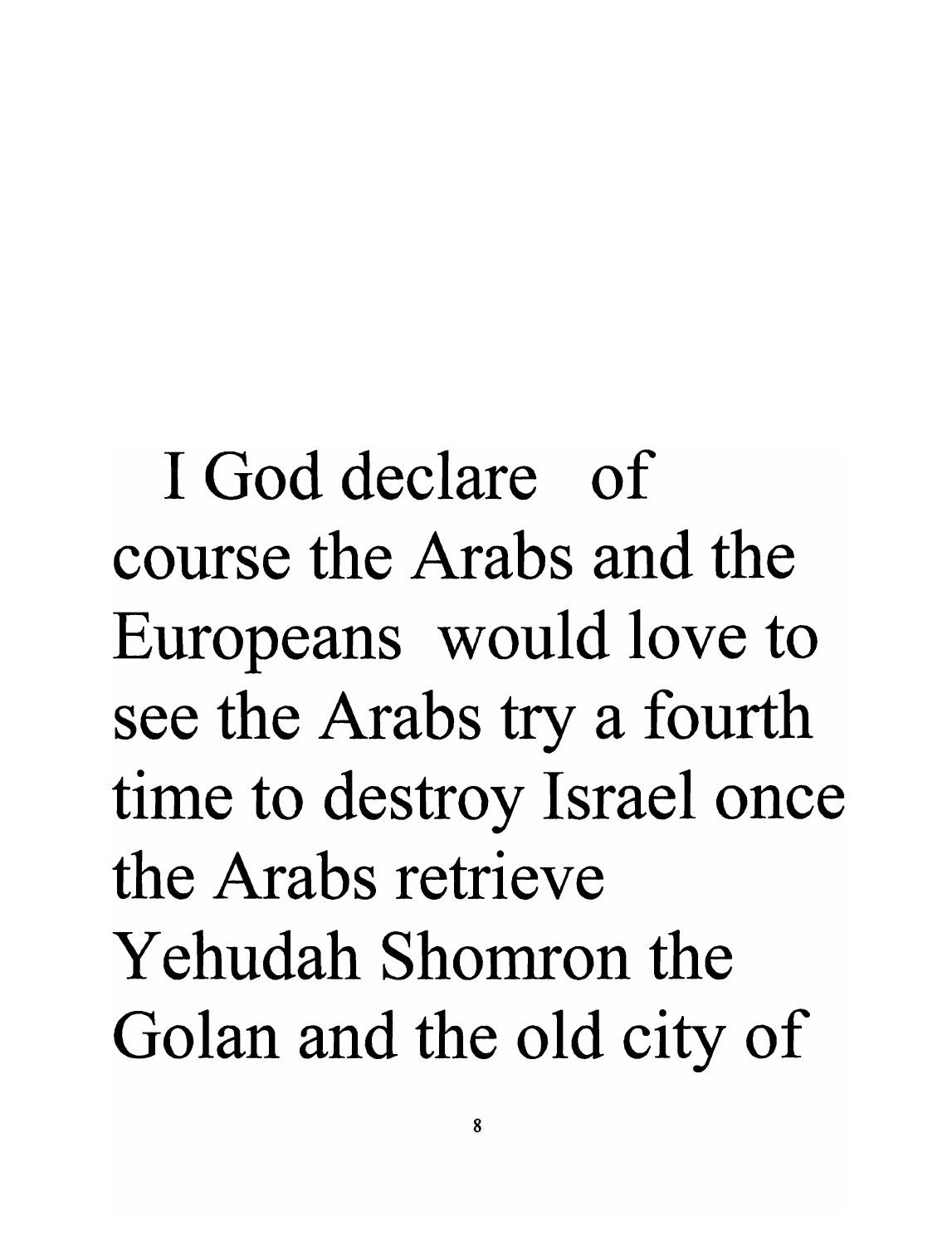I God declare of course the Arabs and the Europeans would love to see the Arabs try a fourth time to destroy Israel once the Arabs retrieve Yehudah Shomron the Golan and the old city of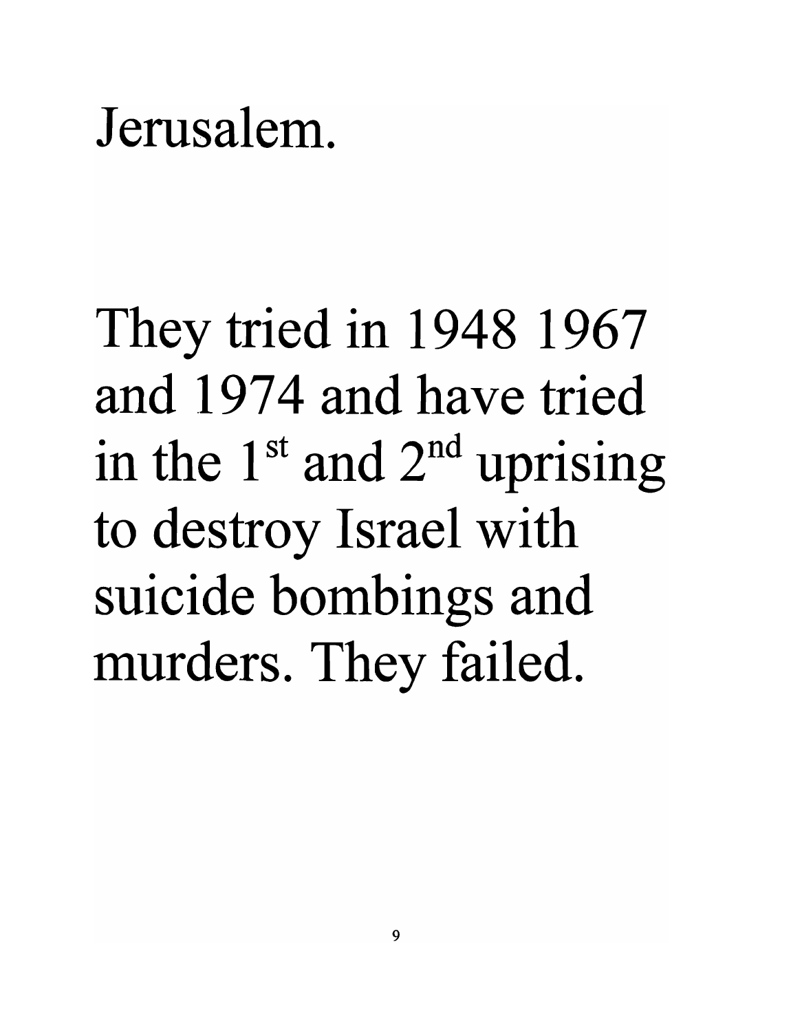Jerusalem.

They tried in 1948 1967 and 1974 and have tried in the 1st and 2nd uprising to destroy Israel with suicide bombings and murders. They failed.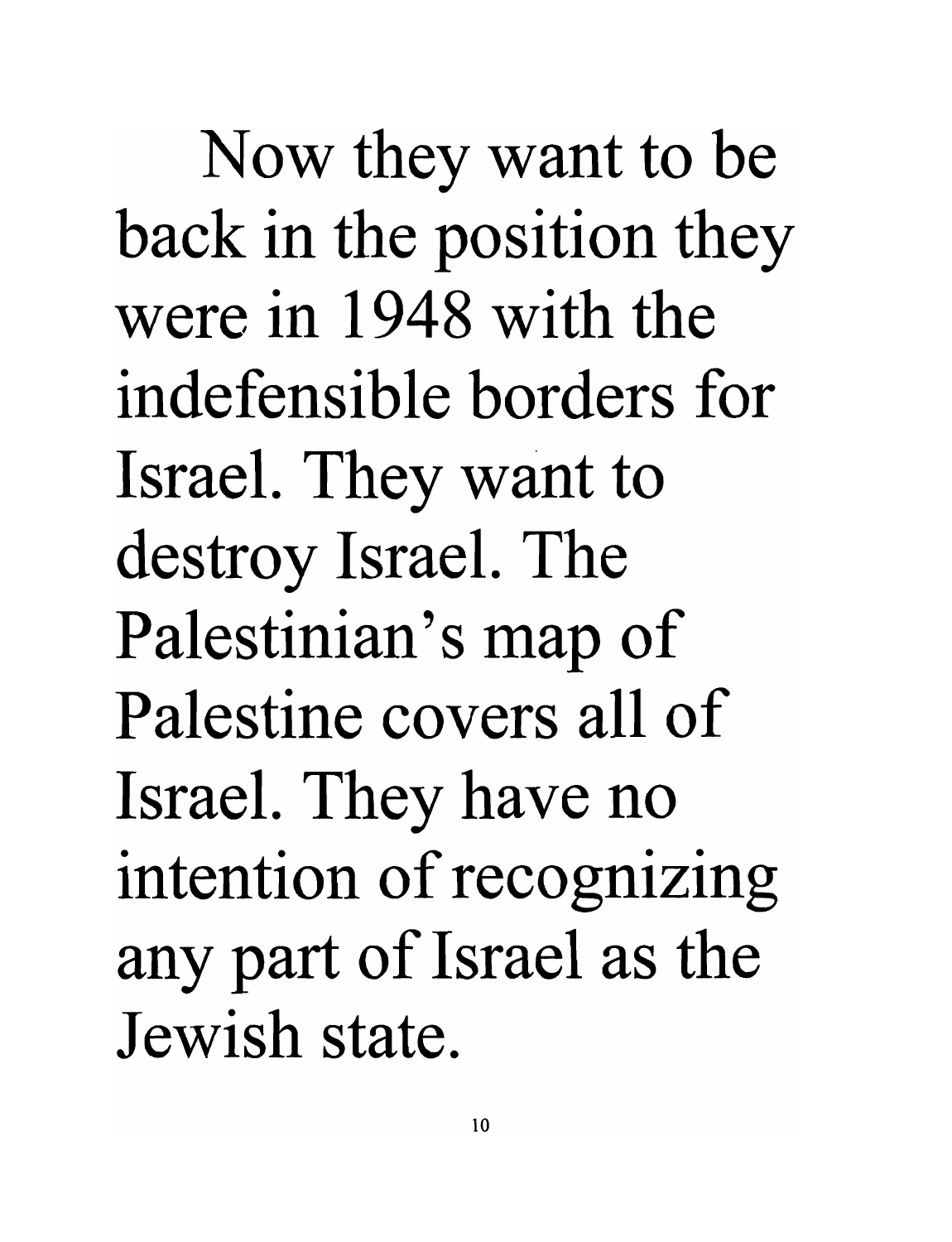Now they want to be back in the position they were in 1948 with the indefensible borders for Israel. They want to destroy Israel. The Palestinian's map of Palestine covers all of Israel. They have no intention of recognizing any part of Israel as the Jewish state.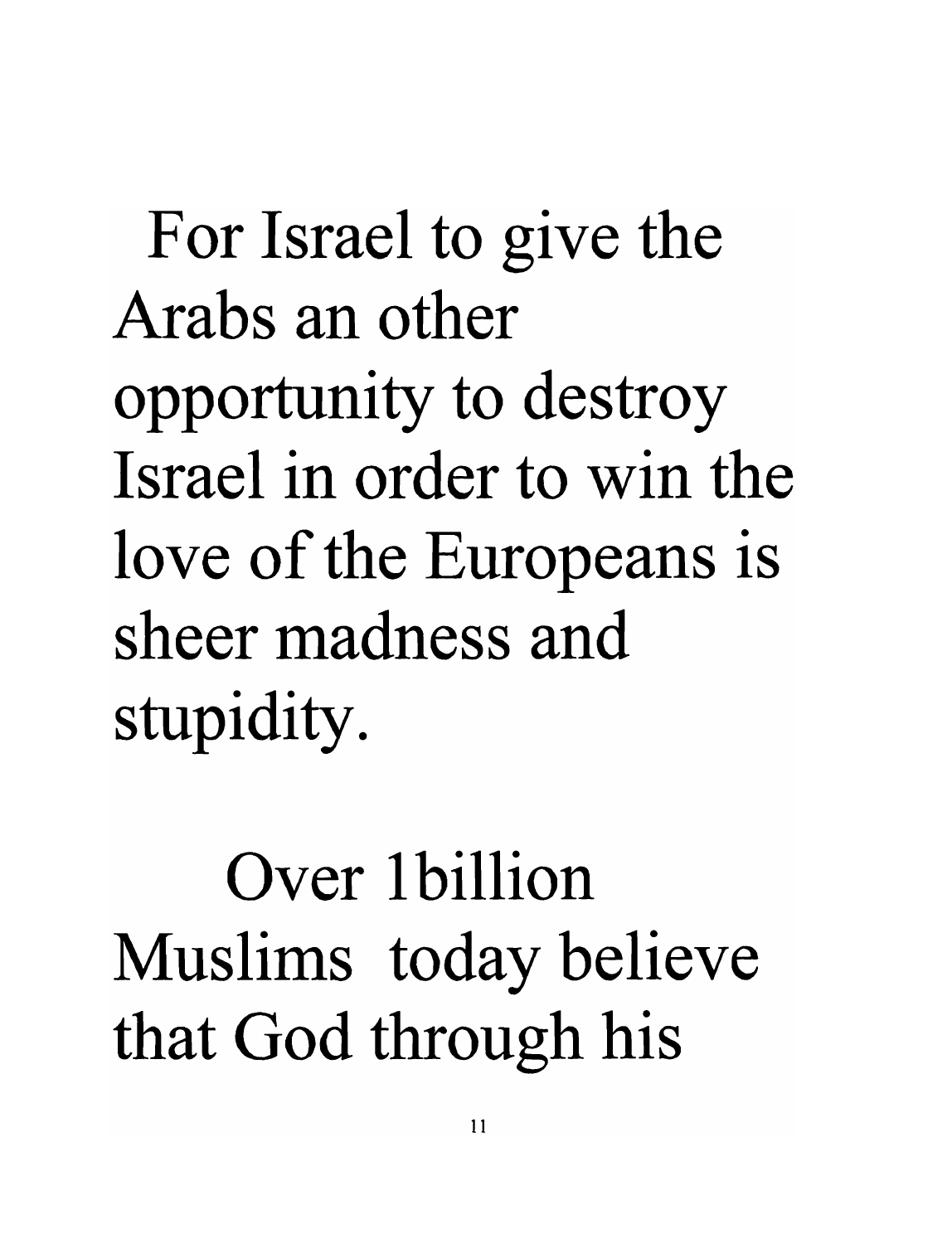For Israel to give the Arabs an other opportunity to destroy Israel in order to win the love of the Europeans is sheer madness and stupidity.

Over 1billion Muslims today believe that God through his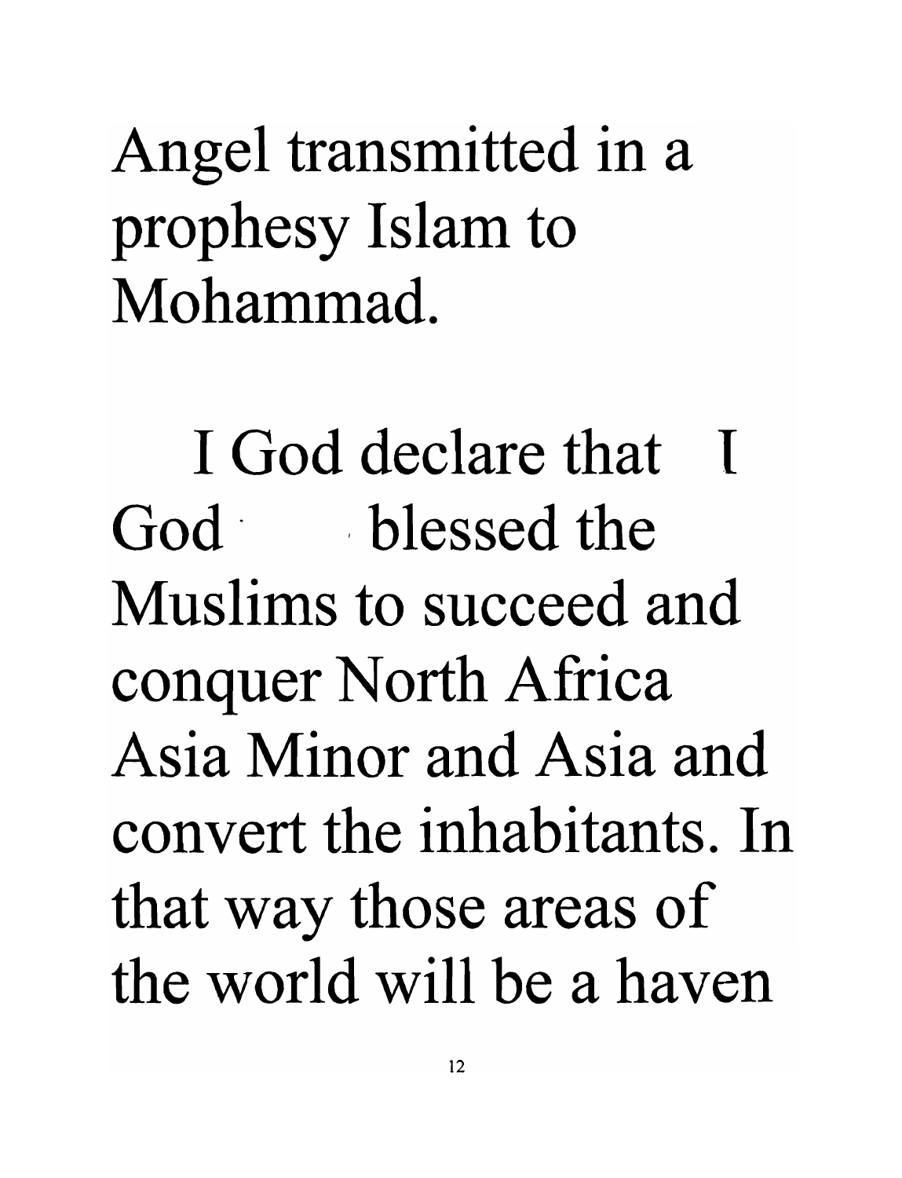Angel transmitted in a prophesy Islam to Mohammad.

I God declare that I God blessed the Muslims to succeed and conquer North Africa Asia Minor and Asia and convert the inhabitants. In that way those areas of the world will be a haven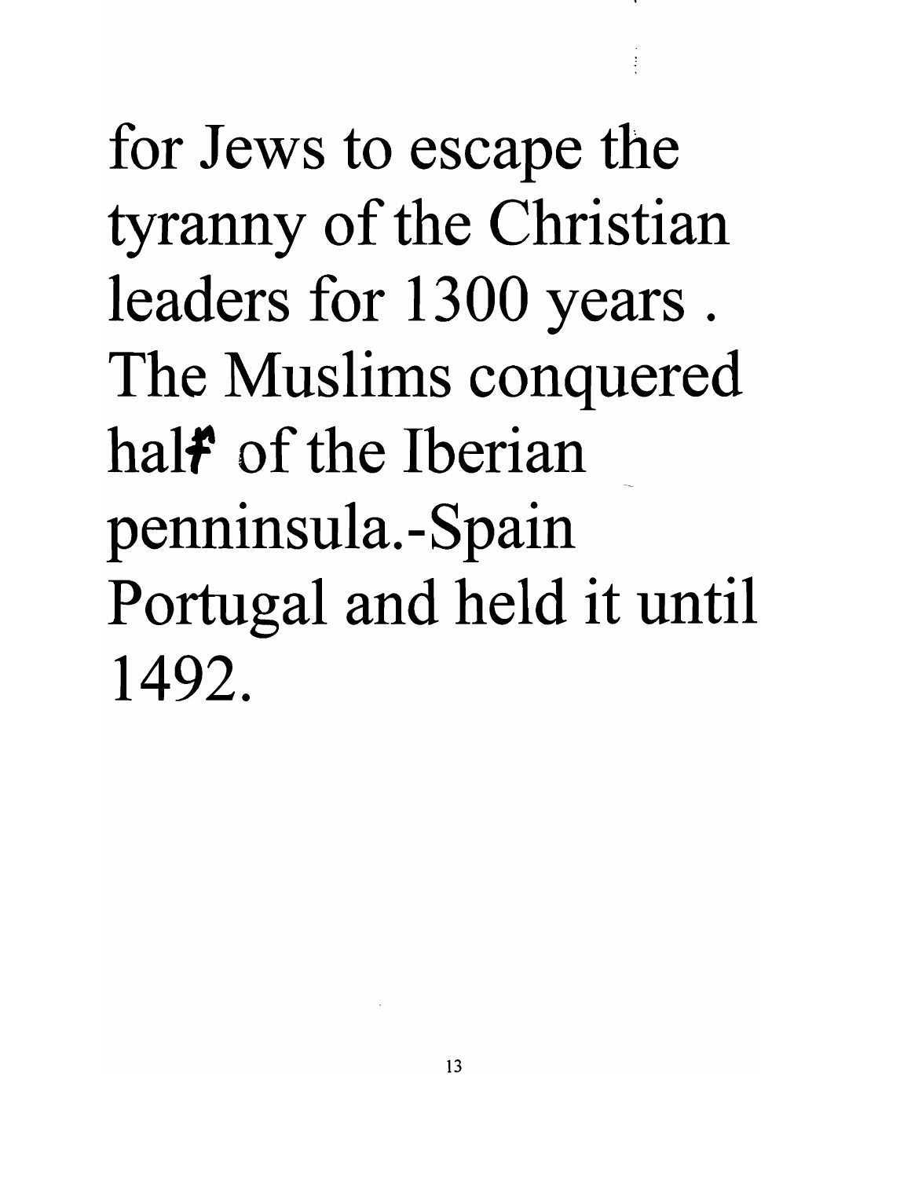for Jews to escape the tyranny of the Christian leaders for 1300 years . The Muslims conquered half of the Iberian penninsula.-Spain Portugal and held it until 1492.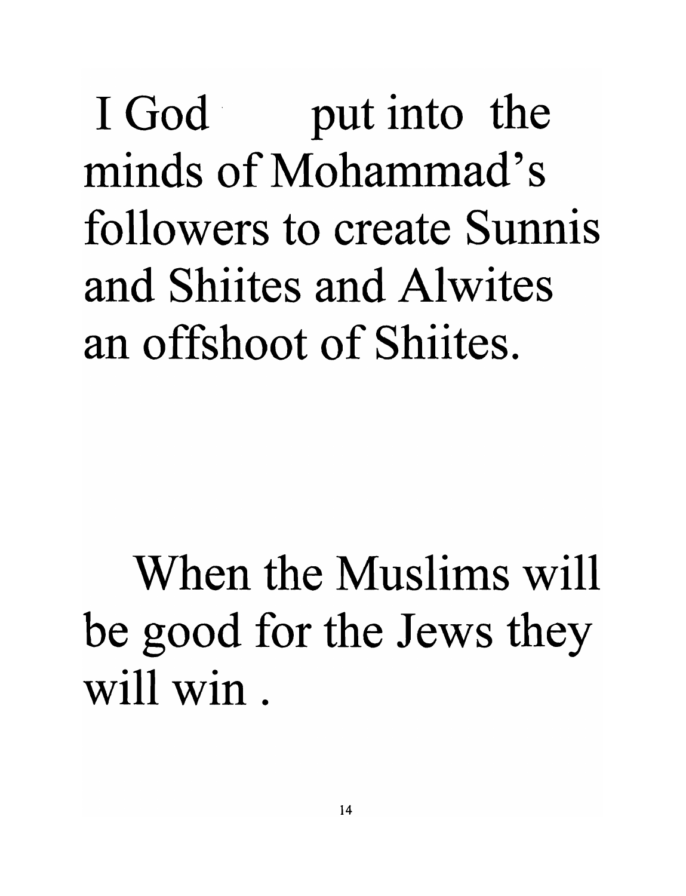I God put into the minds of Mohammad's followers to create Sunnis and Shiites and Alwites an offshoot of Shiites.

When the Muslims will be good for the Jews they will win .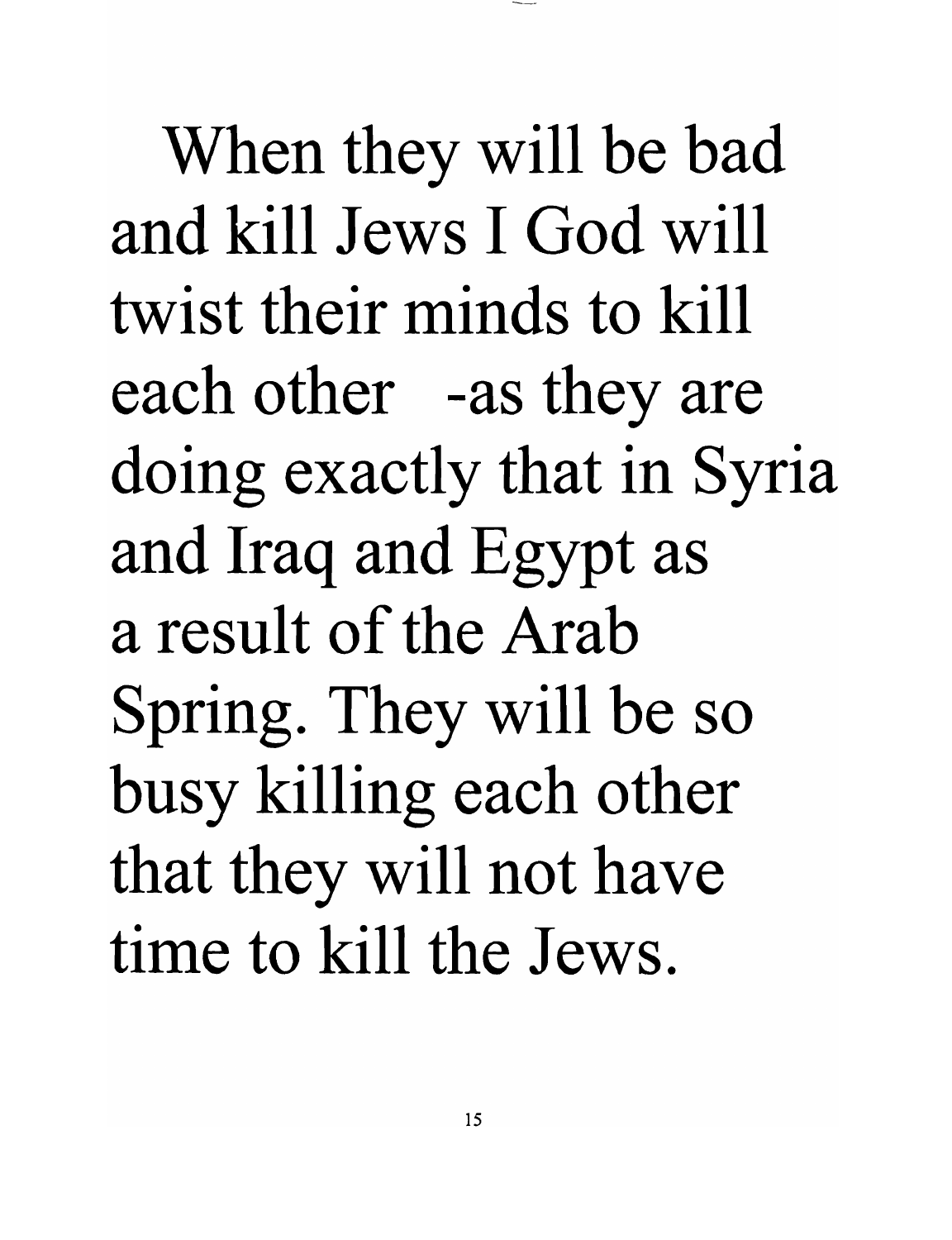When they will be bad and kill Jews I God will twist their minds to kill each other -as they are doing exactly that in Syria and Iraq and Egypt as a result of the Arab Spring. They will be so busy killing each other that they will not have time to kill the Jews.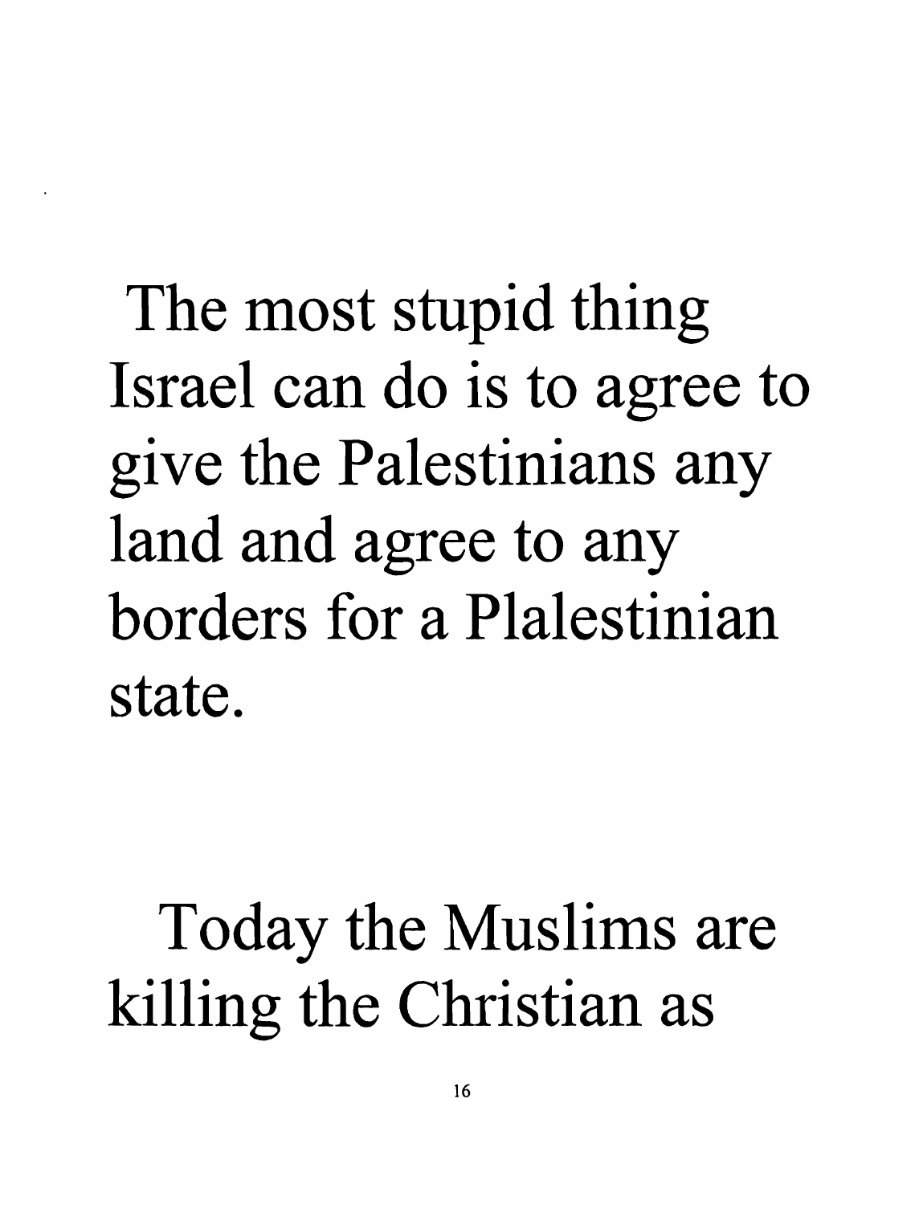The most stupid thing Israel can do is to agree to give the Palestinians any land and agree to any borders for a Plalestinian state.

Today the Muslims are killing the Christian as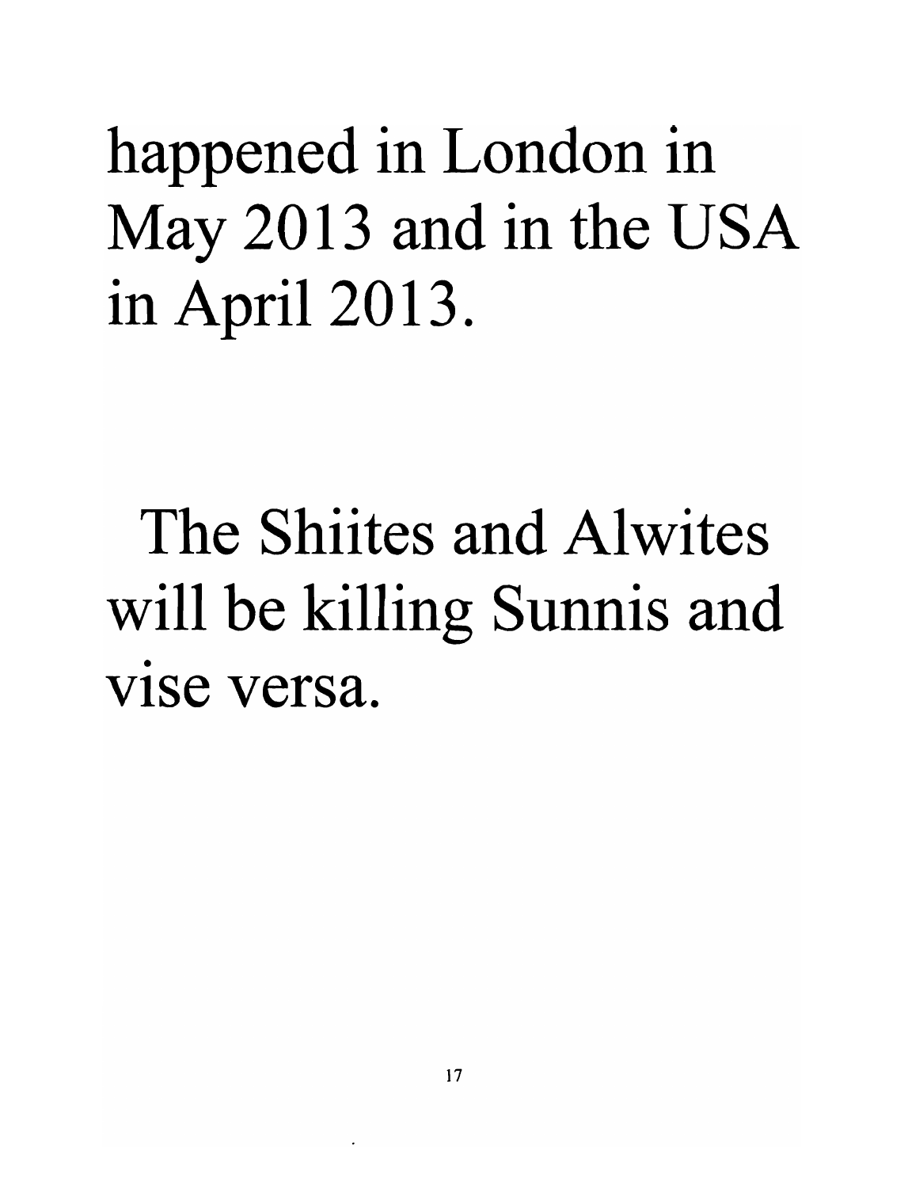happened in London in May 2013 and in the USA in April 2013.

The Shiites and Alwites will be killing Sunnis and vise versa.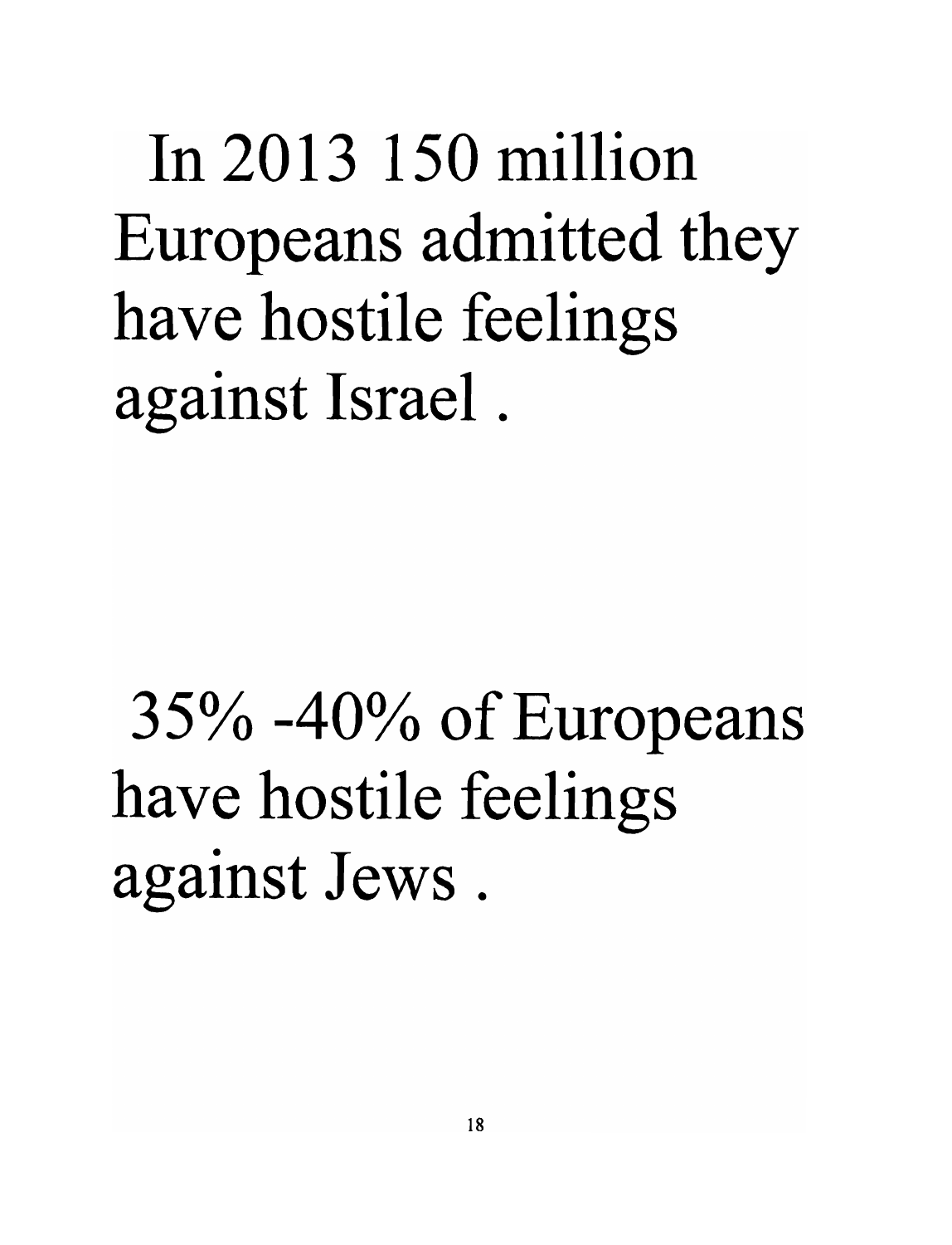In 2013 150 million Europeans admitted they have hostile feelings against Israel .

35% -40% of Europeans have hostile feelings against Jews .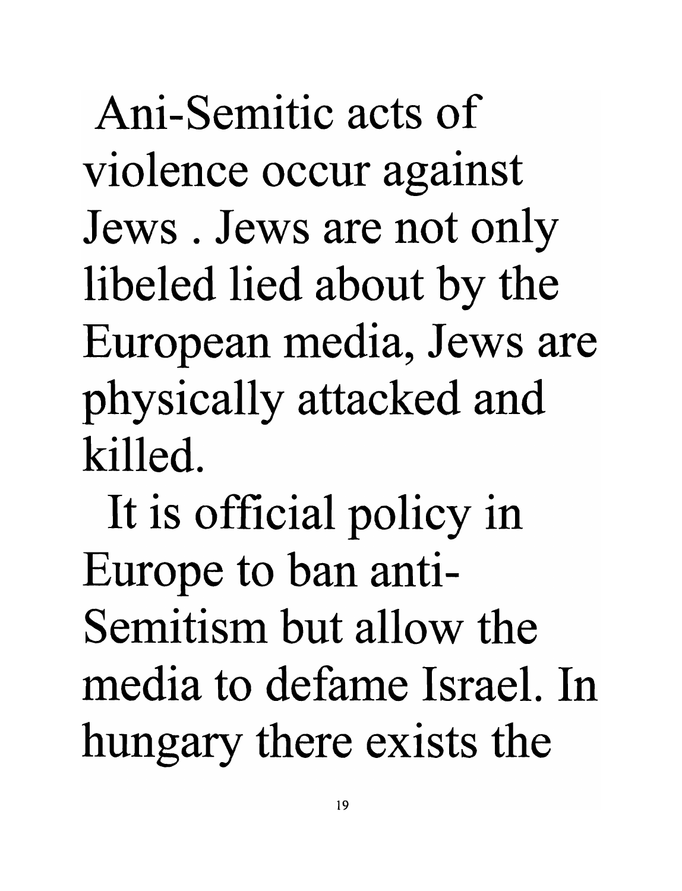Ani-Semitic acts of violence occur against Jews . Jews are not only libeled lied about by the European media, Jews are physically attacked and killed.

It is official policy in Europe to ban anti-Semitism but allow the media to defame Israel. In hungary there exists the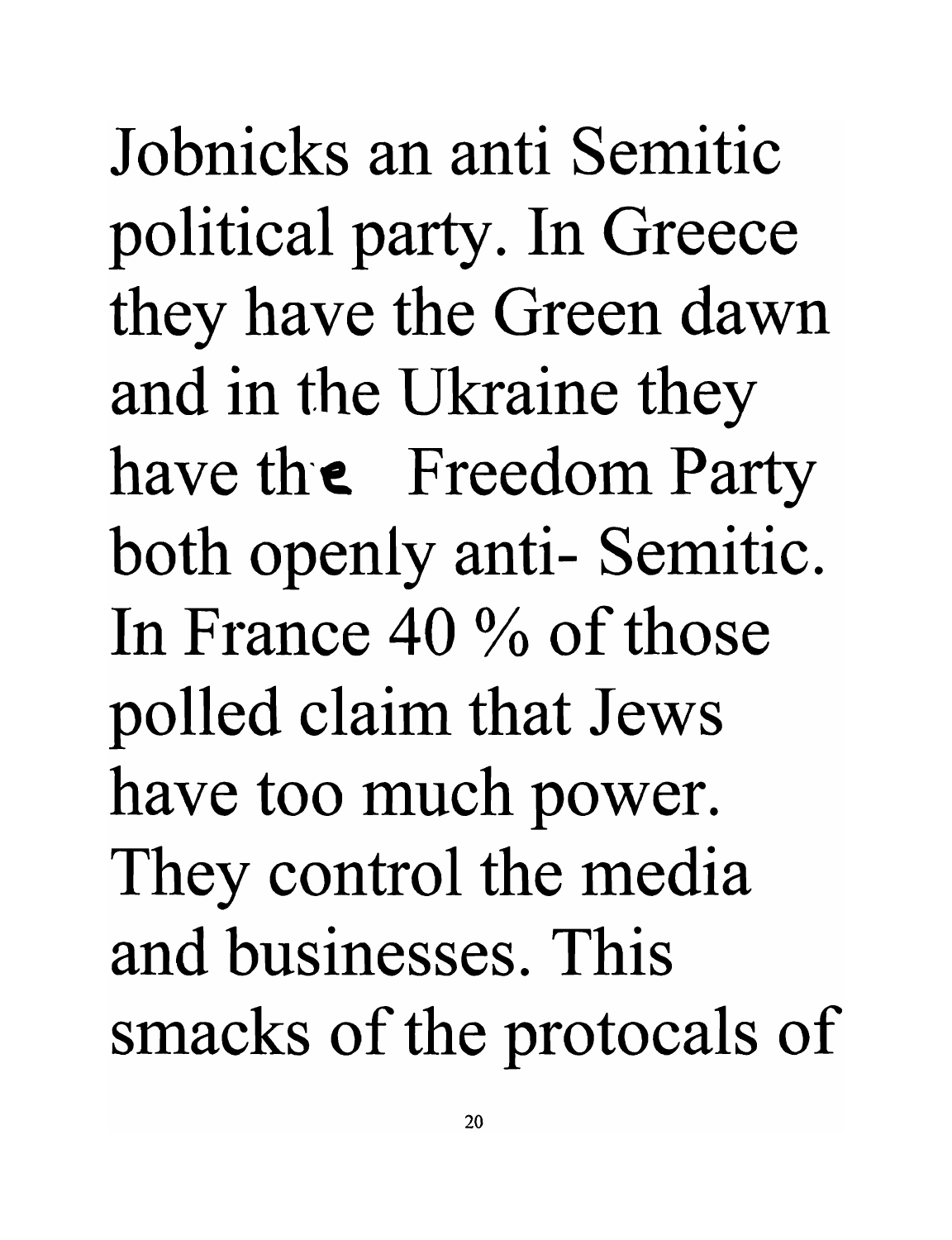Jobnicks an anti Semitic political party. In Greece they have the Green dawn and in the Ukraine they have the Freedom Party both openly anti- Semitic. In France 40 % of those polled claim that Jews have too much power. They control the media and businesses. This smacks of the protocals of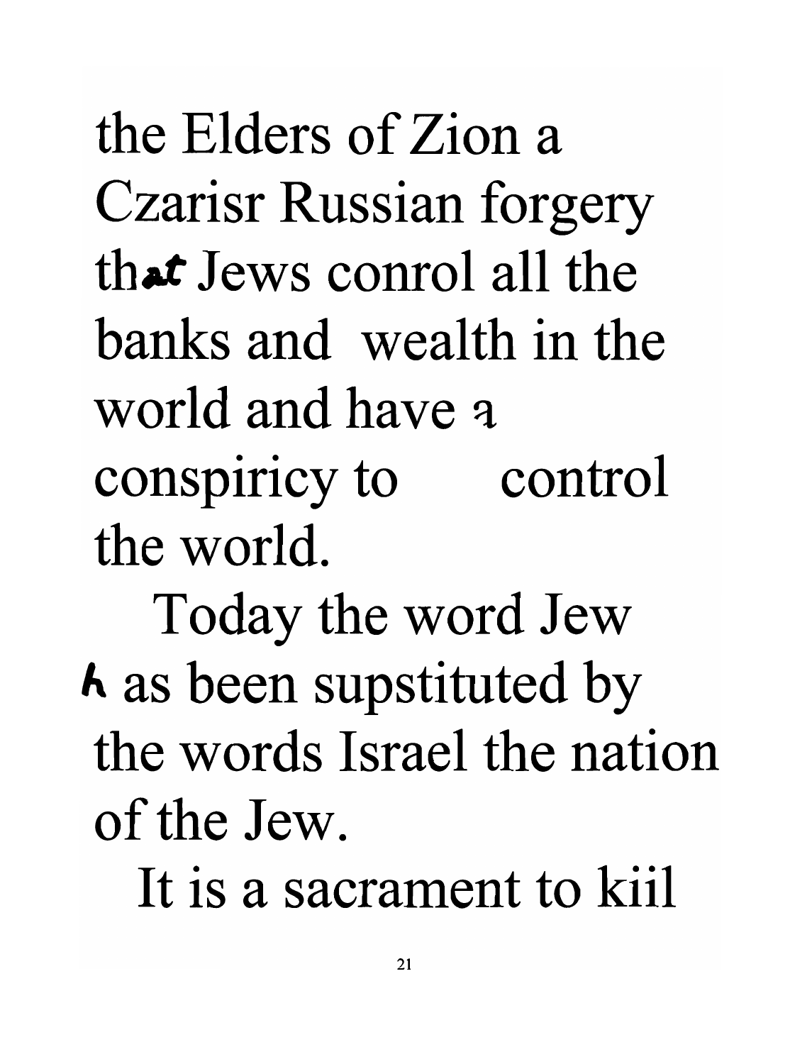the Elders of Zion a Czarisr Russian forgery that Jews conrol all the banks and wealth in the world and have a conspiricy to control the world.

Today the word Jew has been supstituted by the words Israel the nation of the Jew.

It is a sacrament to kiil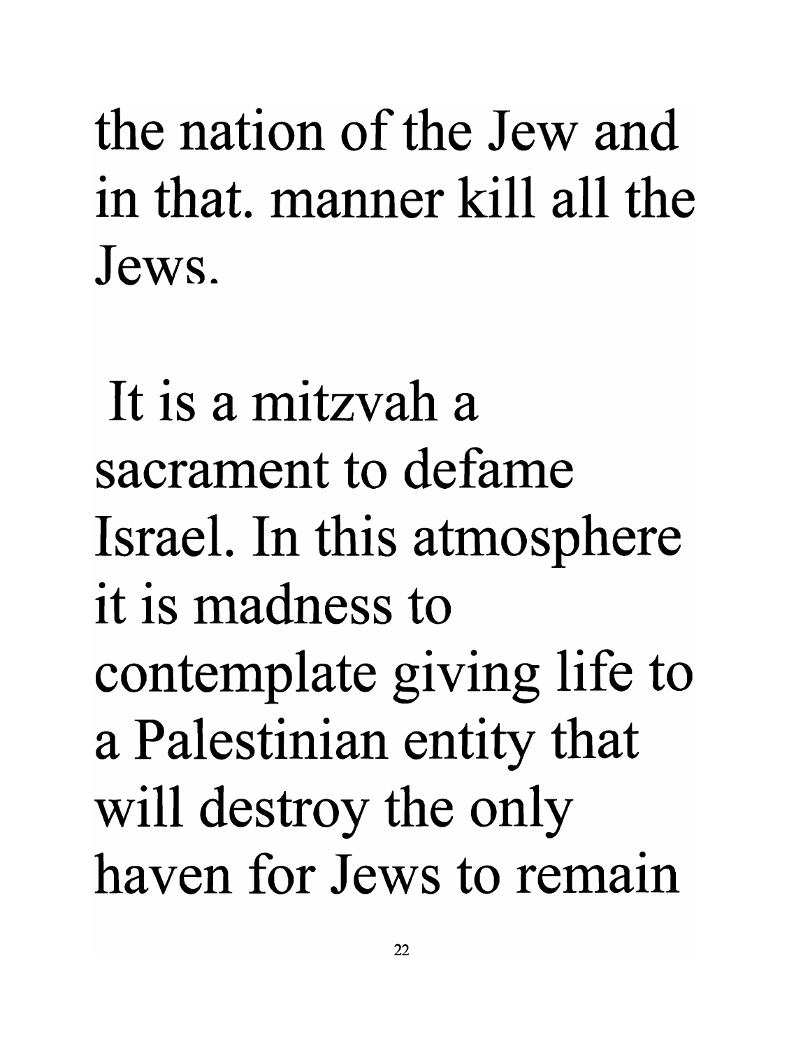the nation of the Jew and in that. manner kill all the Jews.

It is a mitzvah a sacrament to defame Israel. In this atmosphere it is madness to contemplate giving life to a Palestinian entity that will destroy the only haven for Jews to remain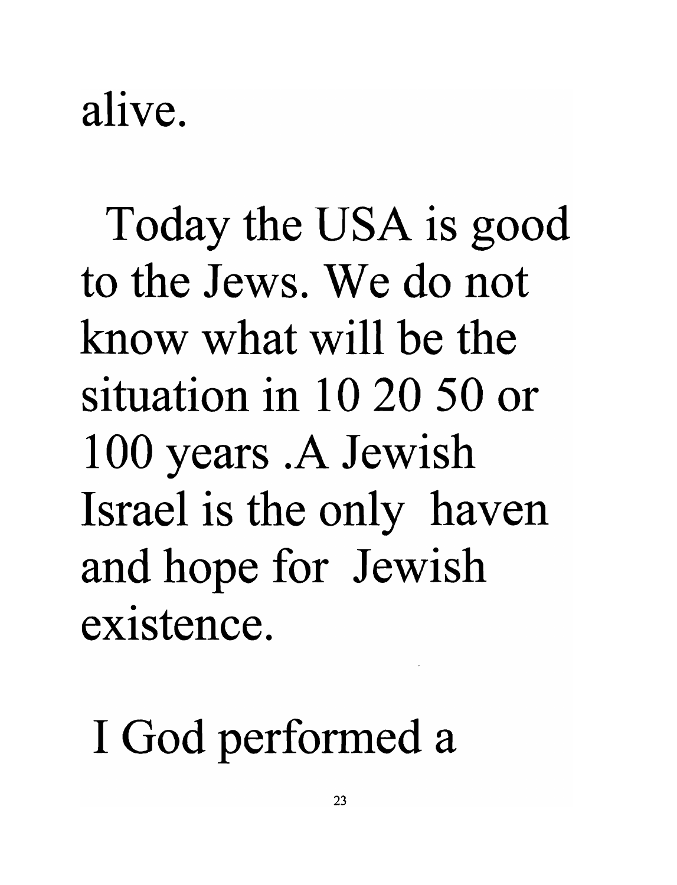alive.

Today the USA is good to the Jews. We do not know what will be the situation in 10 20 50 or 100 years .A Jewish Israel is the only haven and hope for Jewish existence.

I God performed a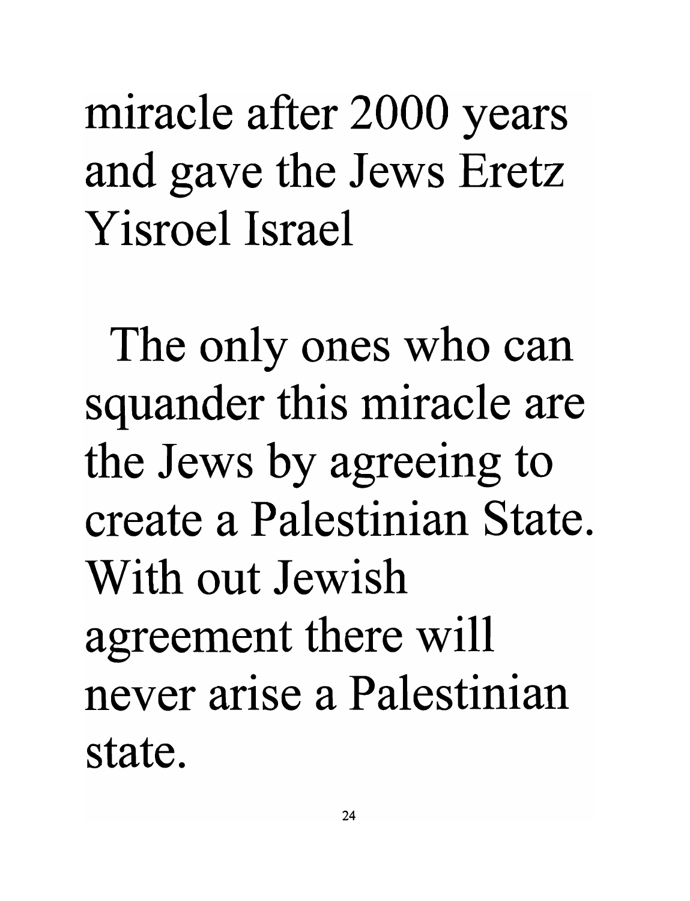miracle after 2000 years and gave the Jews Eretz Yisroel Israel

The only ones who can squander this miracle are the Jews by agreeing to create a Palestinian State. With out Jewish agreement there will never arise a Palestinian state.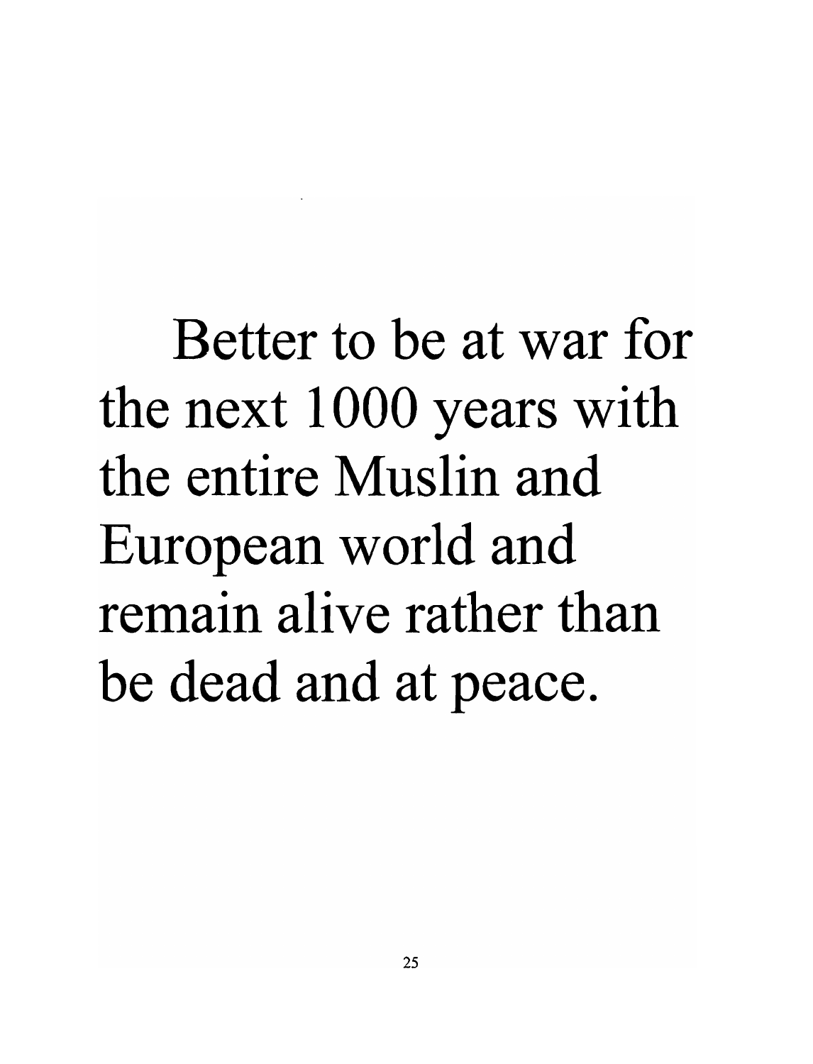Better to be at war for the next 1000 years with the entire Muslin and European world and remain alive rather than be dead and at peace.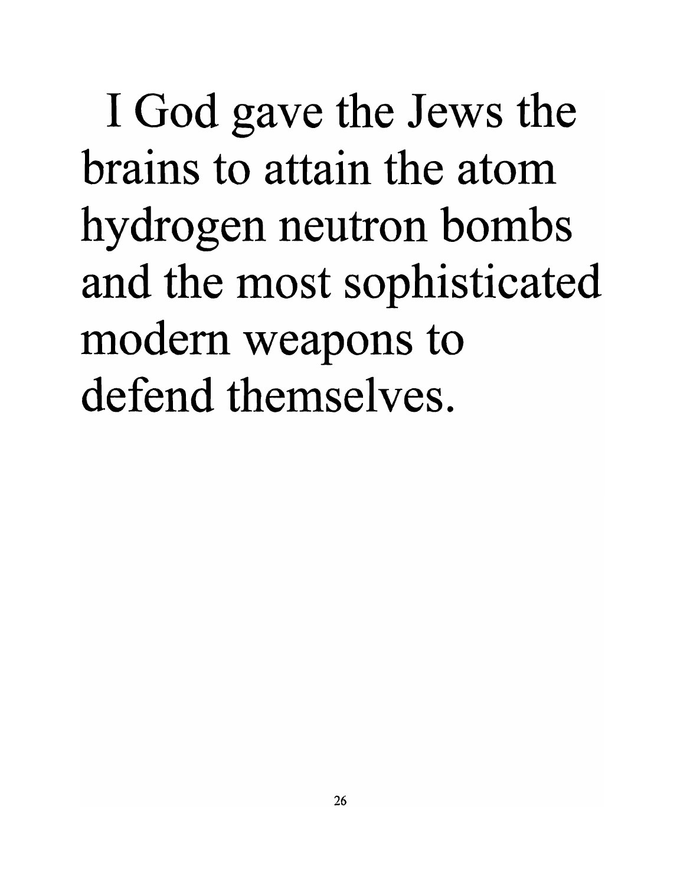I God gave the Jews the brains to attain the atom hydrogen neutron bombs and the most sophisticated modern weapons to defend themselves.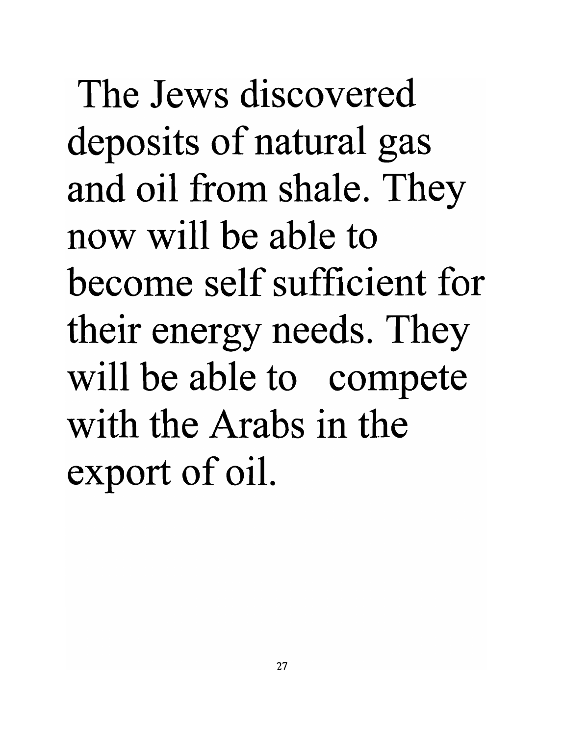The Jews discovered deposits of natural gas and oil from shale. They now will be able to become self sufficient for their energy needs. They will be able to compete with the Arabs in the export of oil.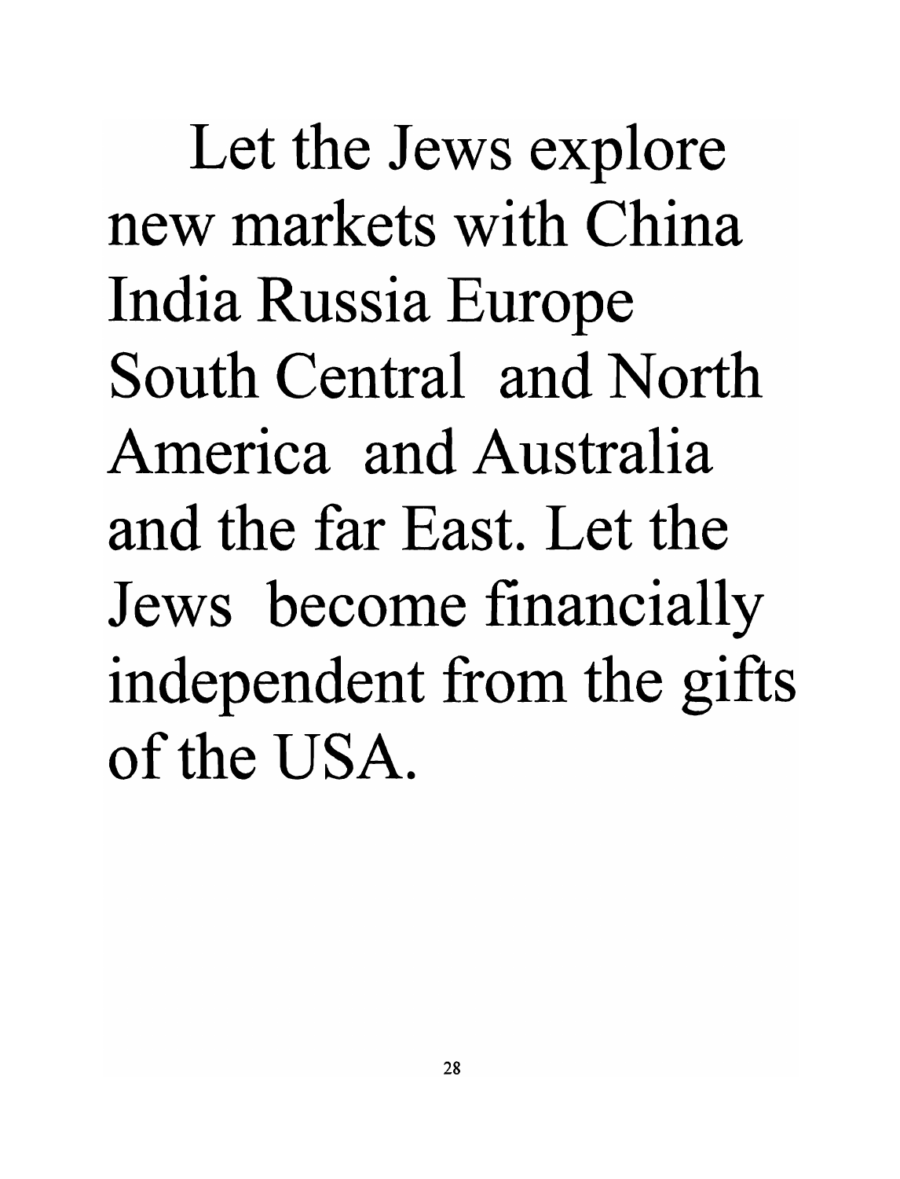Let the Jews explore new markets with China India Russia Europe South Central and North America and Australia and the far East. Let the Jews become financially independent from the gifts of the USA.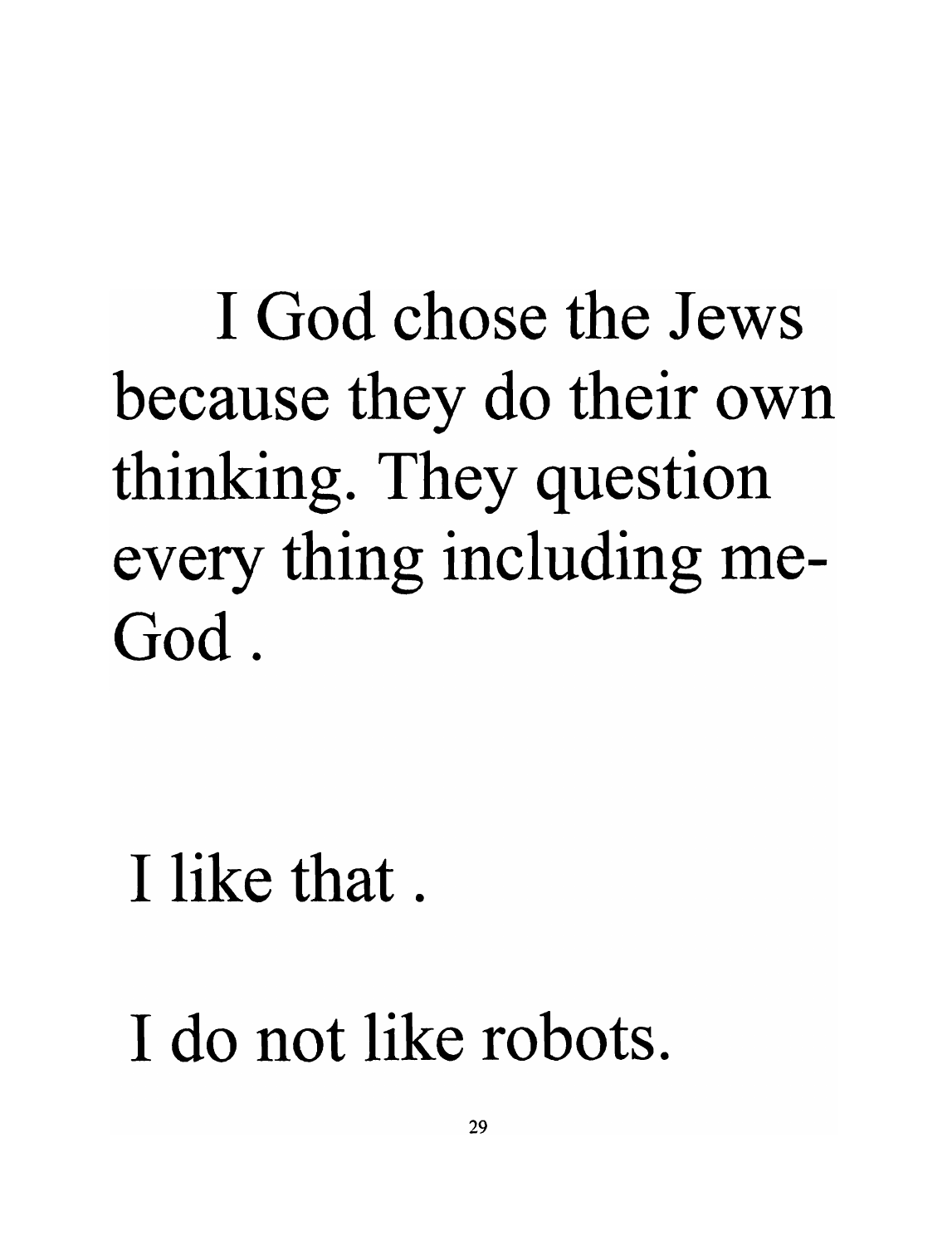I God chose the Jews because they do their own thinking. They question every thing including me-God .

I like that .

I do not like robots.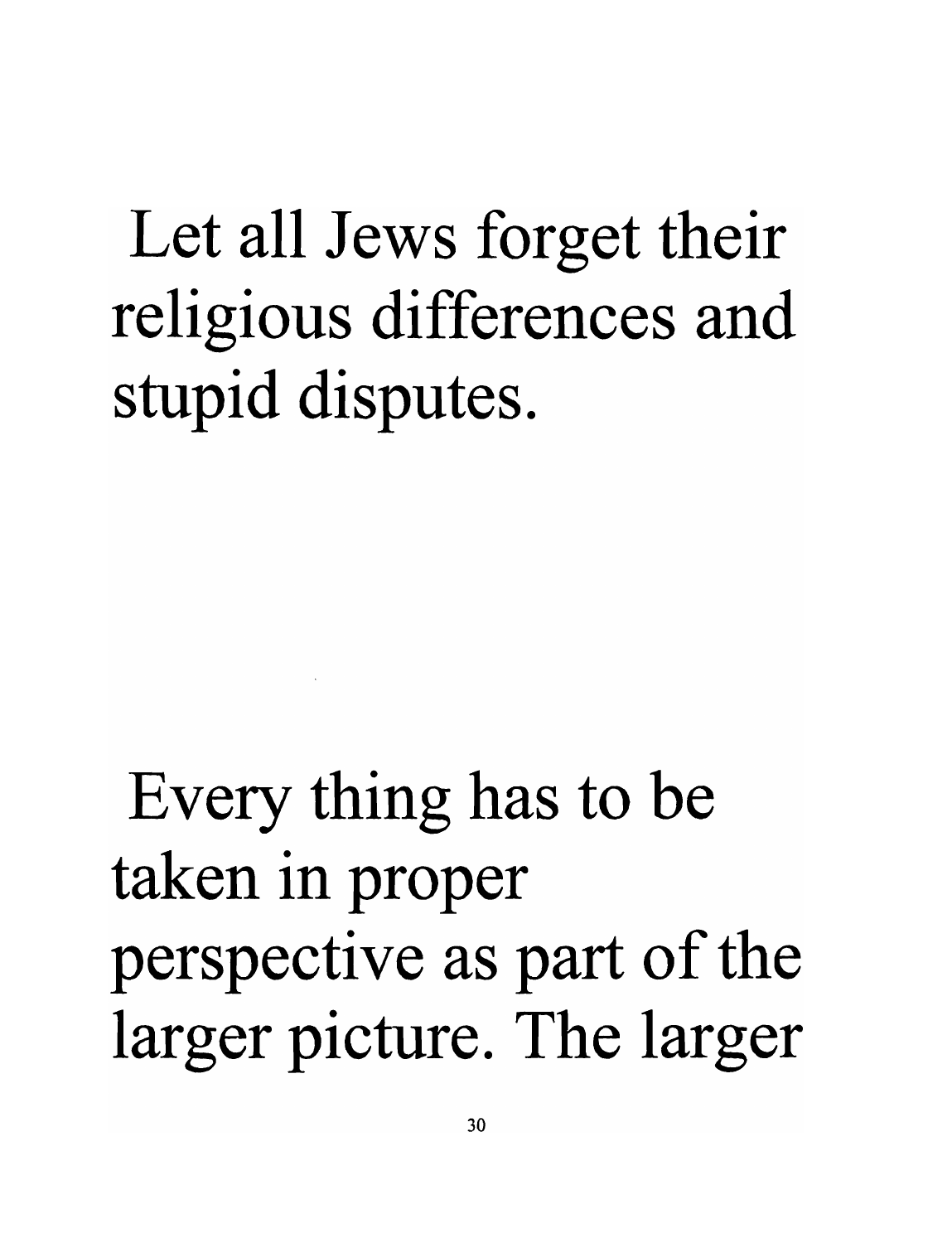Let all Jews forget their religious differences and stupid disputes.

Every thing has to be taken in proper perspective as part of the larger picture. The larger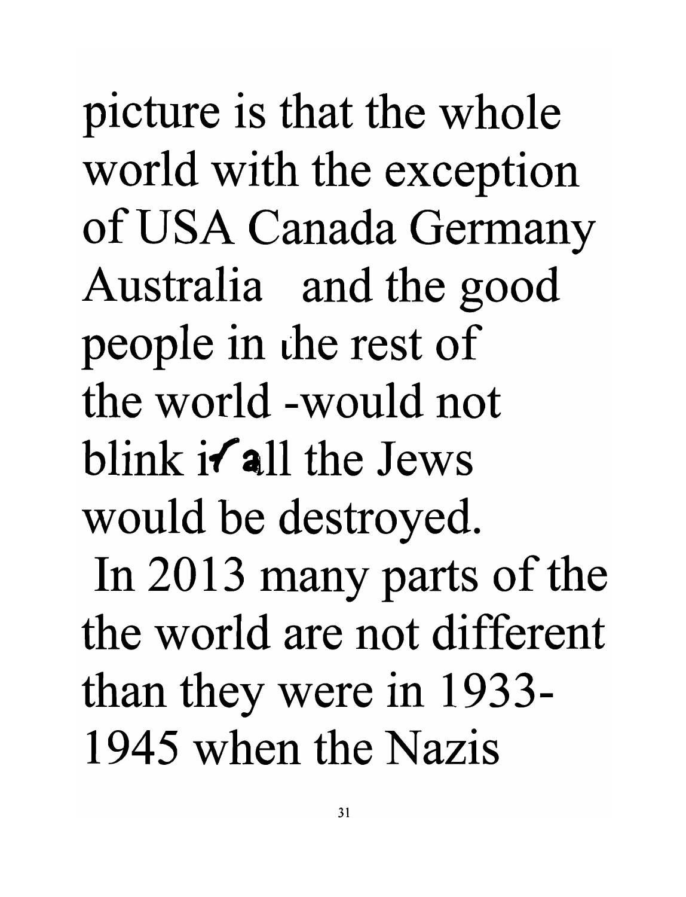picture is that the whole world with the exception of USA Canada Germany Australia and the good people in the rest of the world -would not blink if all the Jews would be destroyed.

In 2013 many parts of the the world are not different than they were in 1933-1945 when the Nazis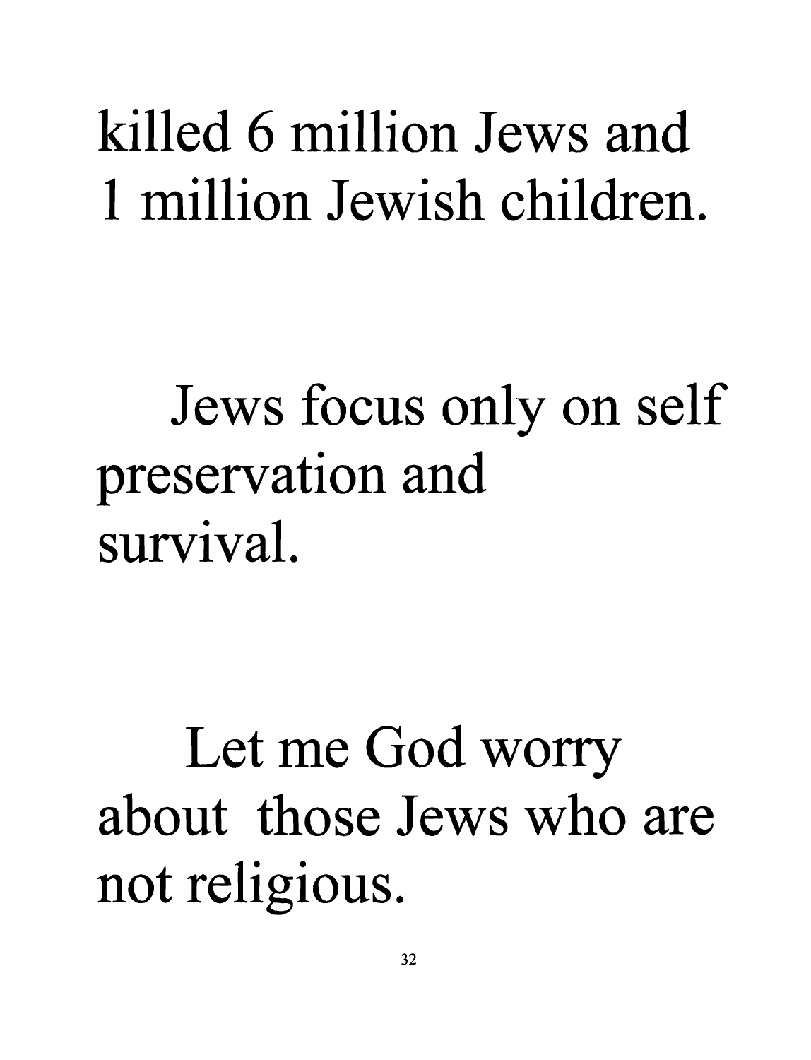killed 6 million Jews and 1 million Jewish children.

Jews focus only on self preservation and survival.

Let me God worry about those Jews who are not religious.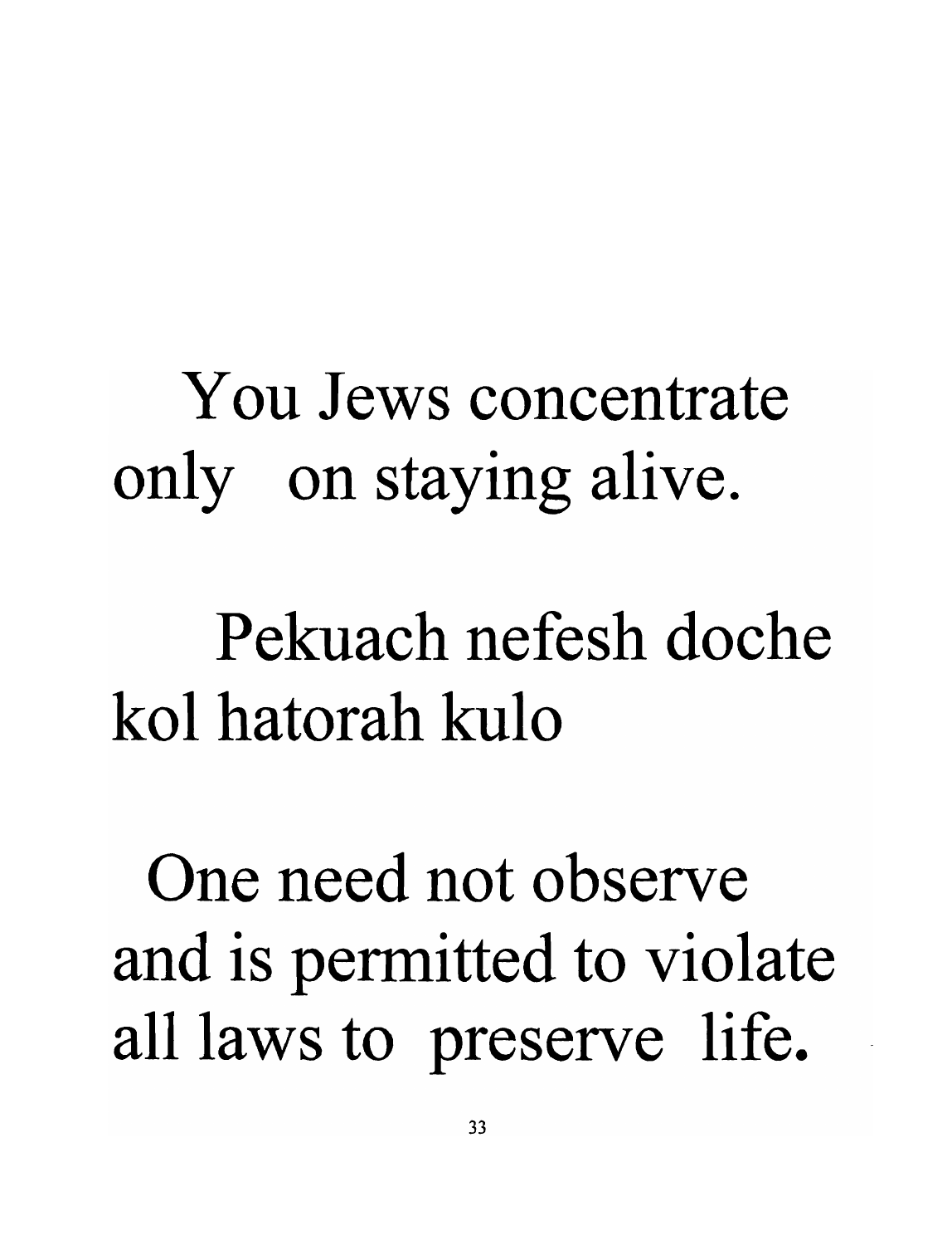You Jews concentrate only on staying alive.

Pekuach nefesh doche kol hatorah kulo

One need not observe and is permitted to violate all laws to preserve life.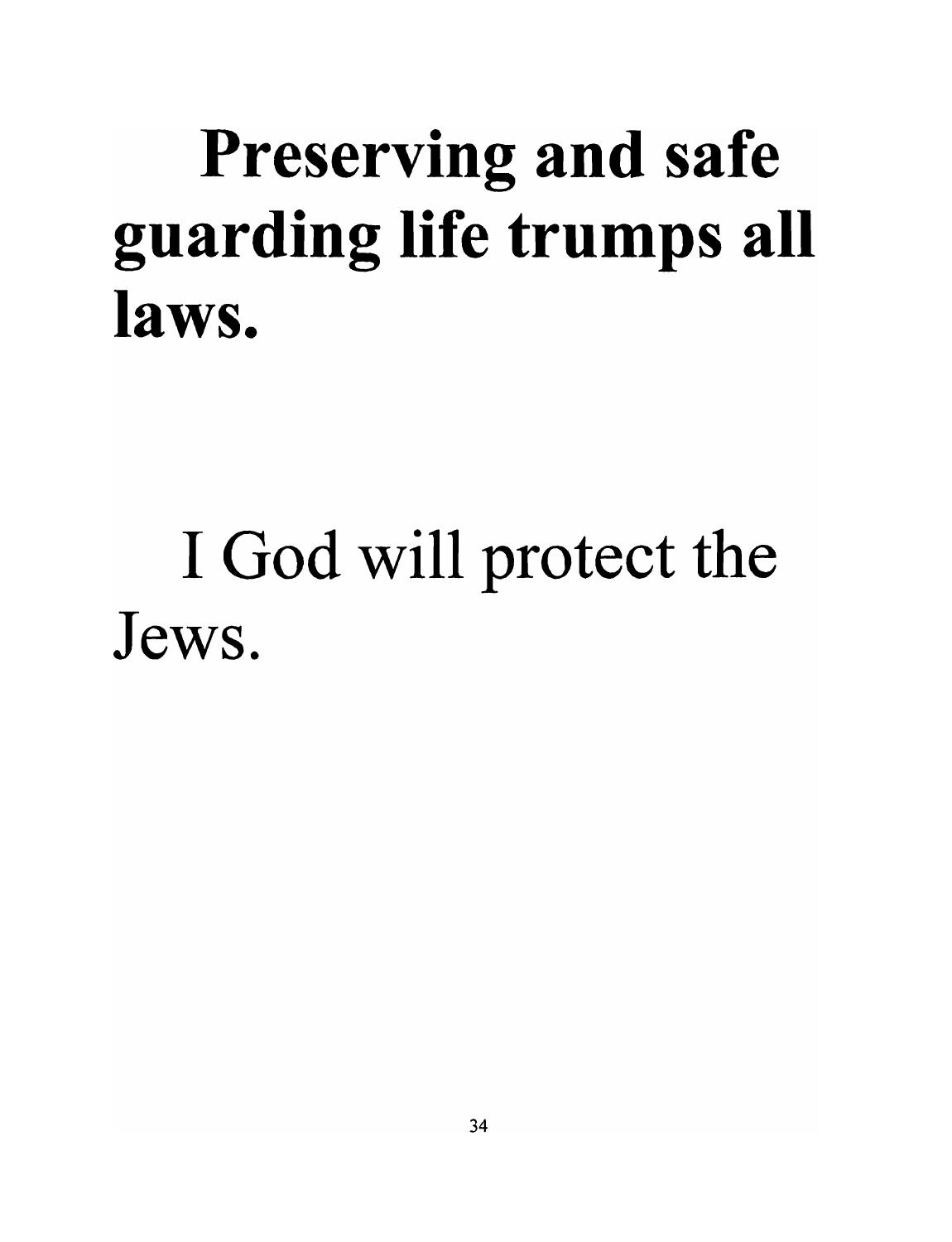# Preserving and safe guarding life trumps all laws.

I God will protect the Jews.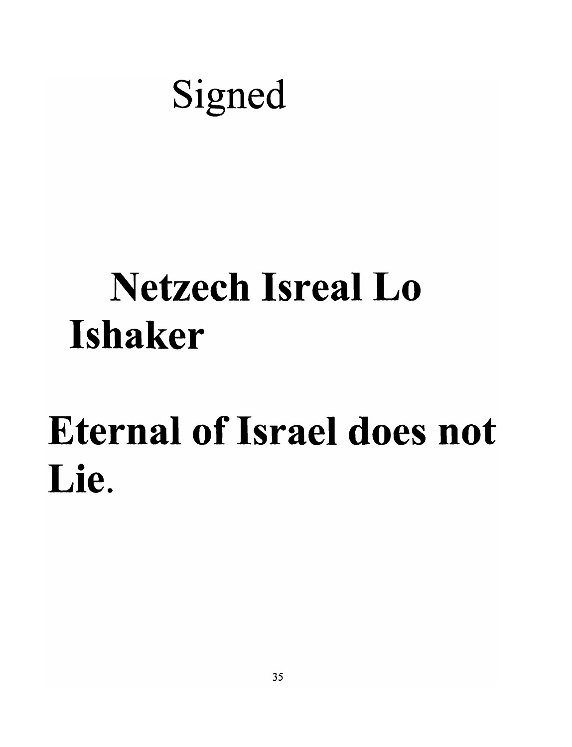Signed

**Netzech Isreal Lo Ishaker**

**Eternal of Israel does not Lie.**